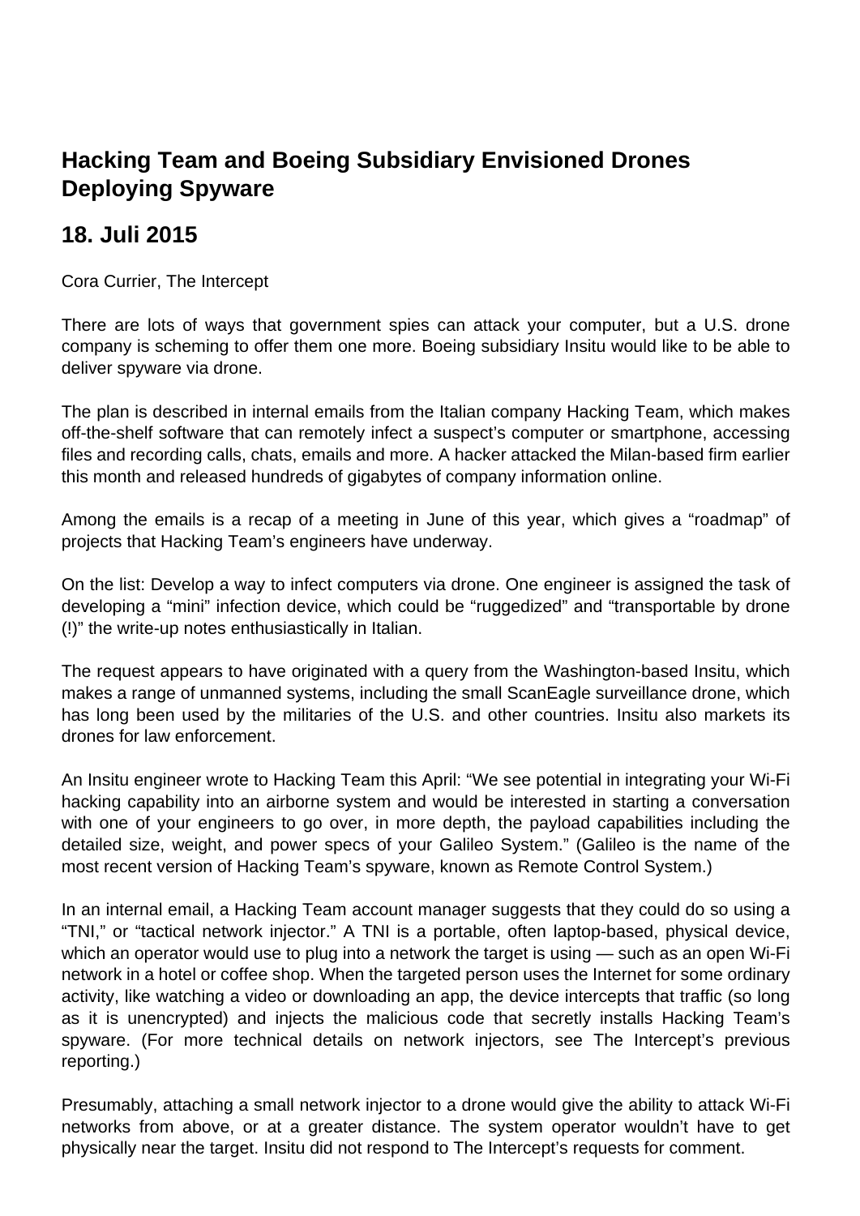# Hacking Team and Boeing Subsidiary Envisioned Drones Deploying Spyware

## 18. Juli 2015

Cora Currier, The Intercept

There are lots of ways that government spies can attack your computer, but a U.S. drone company is scheming to offer them one more. Boeing subsidiary Insitu would like to be able to deliver spyware via drone.

The plan is described in internal emails from the Italian company Hacking Team, which makes off-the-shelf software that can remotely infect a suspect's computer or smartphone, accessing files and recording calls, chats, emails and more. A hacker attacked the Milan-based firm earlier this month and released hundreds of gigabytes of company information online.

Among the emails is a recap of a meeting in June of this year, which gives a "roadmap" of projects that Hacking Team's engineers have underway.

On the list: Develop a way to infect computers via drone. One engineer is assigned the task of developing a "mini" infection device, which could be "ruggedized" and "transportable by drone (!)" the write-up notes enthusiastically in Italian.

The request appears to have originated with a query from the Washington-based Insitu, which makes a range of unmanned systems, including the small ScanEagle surveillance drone, which has long been used by the militaries of the U.S. and other countries. Insitu also markets its drones for law enforcement.

An Insitu engineer wrote to Hacking Team this April: "We see potential in integrating your Wi-Fi hacking capability into an airborne system and would be interested in starting a conversation with one of your engineers to go over, in more depth, the payload capabilities including the detailed size, weight, and power specs of your Galileo System." (Galileo is the name of the most recent version of Hacking Team's spyware, known as Remote Control System.)

In an internal email, a Hacking Team account manager suggests that they could do so using a "TNI," or "tactical network injector." A TNI is a portable, often laptop-based, physical device, which an operator would use to plug into a network the target is using — such as an open Wi-Fi network in a hotel or coffee shop. When the targeted person uses the Internet for some ordinary activity, like watching a video or downloading an app, the device intercepts that traffic (so long as it is unencrypted) and injects the malicious code that secretly installs Hacking Team's spyware. (For more technical details on network injectors, see The Intercept's previous reporting.)

Presumably, attaching a small network injector to a drone would give the ability to attack Wi-Fi networks from above, or at a greater distance. The system operator wouldn't have to get physically near the target. Insitu did not respond to The Intercept's requests for comment.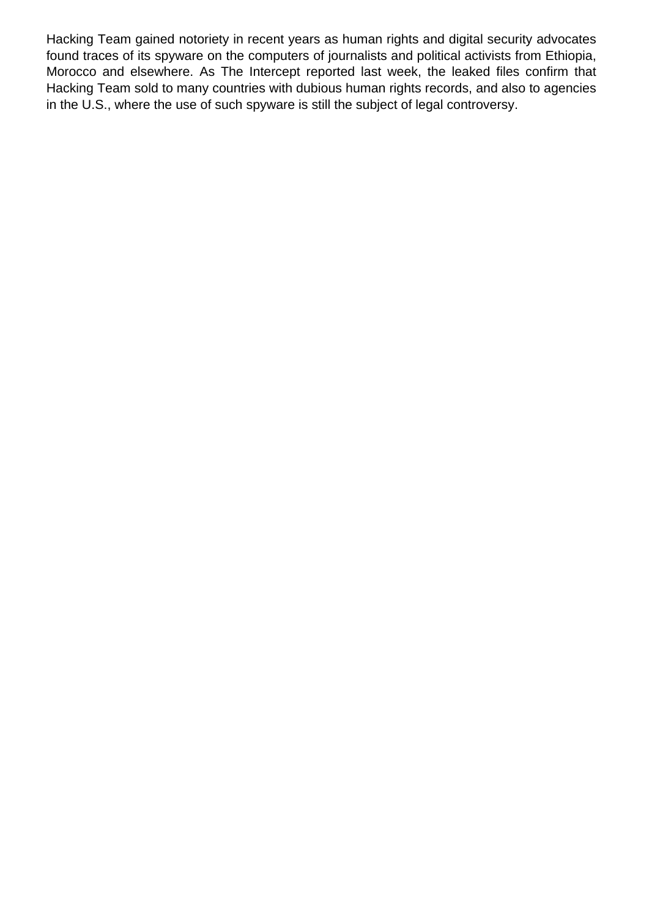Hacking Team gained notoriety in recent years as human rights and digital security advocates found traces of its spyware on the computers of journalists and political activists from Ethiopia, Morocco and elsewhere. As The Intercept reported last week, the leaked files confirm that Hacking Team sold to many countries with dubious human rights records, and also to agencies in the U.S., where the use of such spyware is still the subject of legal controversy.